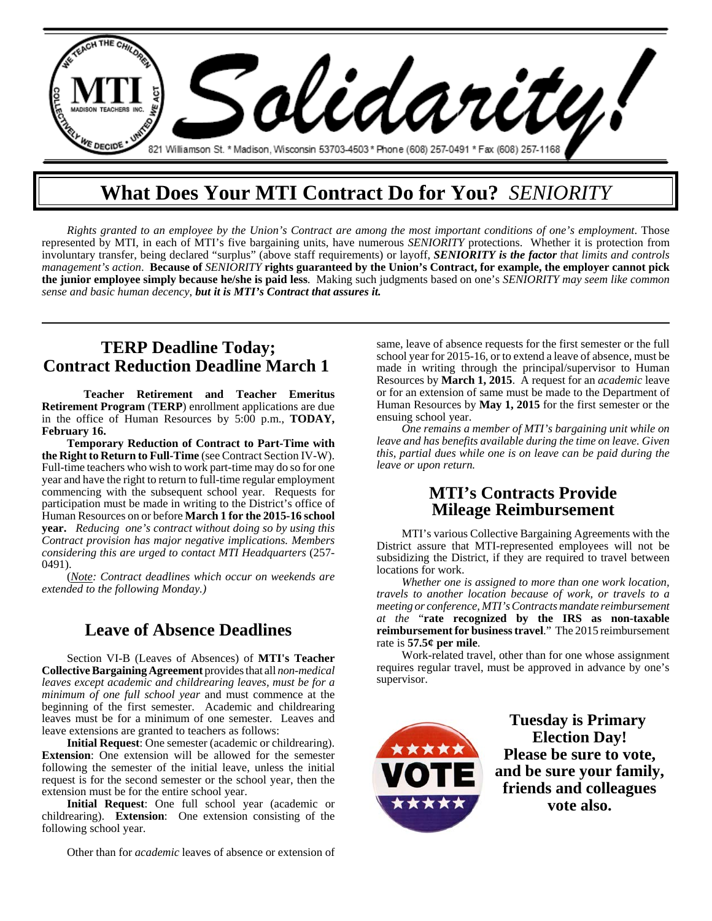# Solidarity!

821 Williamson St. * Madison, Wisconsin 53703-4503 * Phone (608) 257-0491 * Fax (608) 257-1168

## What Does Your MTI Contract Do for You? *SENIORITY*

*Rights granted to an employee by the Union's Contract are among the most important conditions of one's employment.* Those represented by MTI, in each of MTI's five bargaining units, have numerous *SENIORITY* protections. Whether it is protection from involuntary transfer, being declared "surplus" (above staff requirements) or layoff, ***SENIORITY is the factor*** *that limits and controls management's action*. **Because of** *SENIORITY* **rights guaranteed by the Union's Contract, for example, the employer cannot pick the junior employee simply because he/she is paid less**. Making such judgments based on one's *SENIORITY may seem like common sense and basic human decency, **but it is MTI's Contract that assures it.***

## TERP Deadline Today; Contract Reduction Deadline March 1

**Teacher Retirement and Teacher Emeritus Retirement Program** (**TERP**) enrollment applications are due in the office of Human Resources by 5:00 p.m., **TODAY, February 16.**

**Temporary Reduction of Contract to Part-Time with the Right to Return to Full-Time** (see Contract Section IV-W). Full-time teachers who wish to work part-time may do so for one year and have the right to return to full-time regular employment commencing with the subsequent school year. Requests for participation must be made in writing to the District's office of Human Resources on or before **March 1 for the 2015-16 school year.** *Reducing one's contract without doing so by using this Contract provision has major negative implications. Members considering this are urged to contact MTI Headquarters* (257-0491).

(*Note: Contract deadlines which occur on weekends are extended to the following Monday.)*

## Leave of Absence Deadlines

Section VI-B (Leaves of Absences) of **MTI's Teacher Collective Bargaining Agreement** provides that all *non-medical leaves except academic and childrearing leaves, must be for a minimum of one full school year* and must commence at the beginning of the first semester. Academic and childrearing leaves must be for a minimum of one semester. Leaves and leave extensions are granted to teachers as follows:

**Initial Request**: One semester (academic or childrearing). **Extension**: One extension will be allowed for the semester following the semester of the initial leave, unless the initial request is for the second semester or the school year, then the extension must be for the entire school year.

**Initial Request**: One full school year (academic or childrearing). **Extension**: One extension consisting of the following school year.

Other than for *academic* leaves of absence or extension of same, leave of absence requests for the first semester or the full school year for 2015-16, or to extend a leave of absence, must be made in writing through the principal/supervisor to Human Resources by **March 1, 2015**. A request for an *academic* leave or for an extension of same must be made to the Department of Human Resources by **May 1, 2015** for the first semester or the ensuing school year.

*One remains a member of MTI's bargaining unit while on leave and has benefits available during the time on leave. Given this, partial dues while one is on leave can be paid during the leave or upon return.*

## MTI's Contracts Provide Mileage Reimbursement

MTI's various Collective Bargaining Agreements with the District assure that MTI-represented employees will not be subsidizing the District, if they are required to travel between locations for work.

*Whether one is assigned to more than one work location, travels to another location because of work, or travels to a meeting or conference, MTI's Contracts mandate reimbursement at the* "**rate recognized by the IRS as non-taxable reimbursement for business travel**." The 2015 reimbursement rate is **57.5¢ per mile**.

Work-related travel, other than for one whose assignment requires regular travel, must be approved in advance by one's supervisor.

**Tuesday is Primary Election Day! Please be sure to vote, and be sure your family, friends and colleagues vote also.**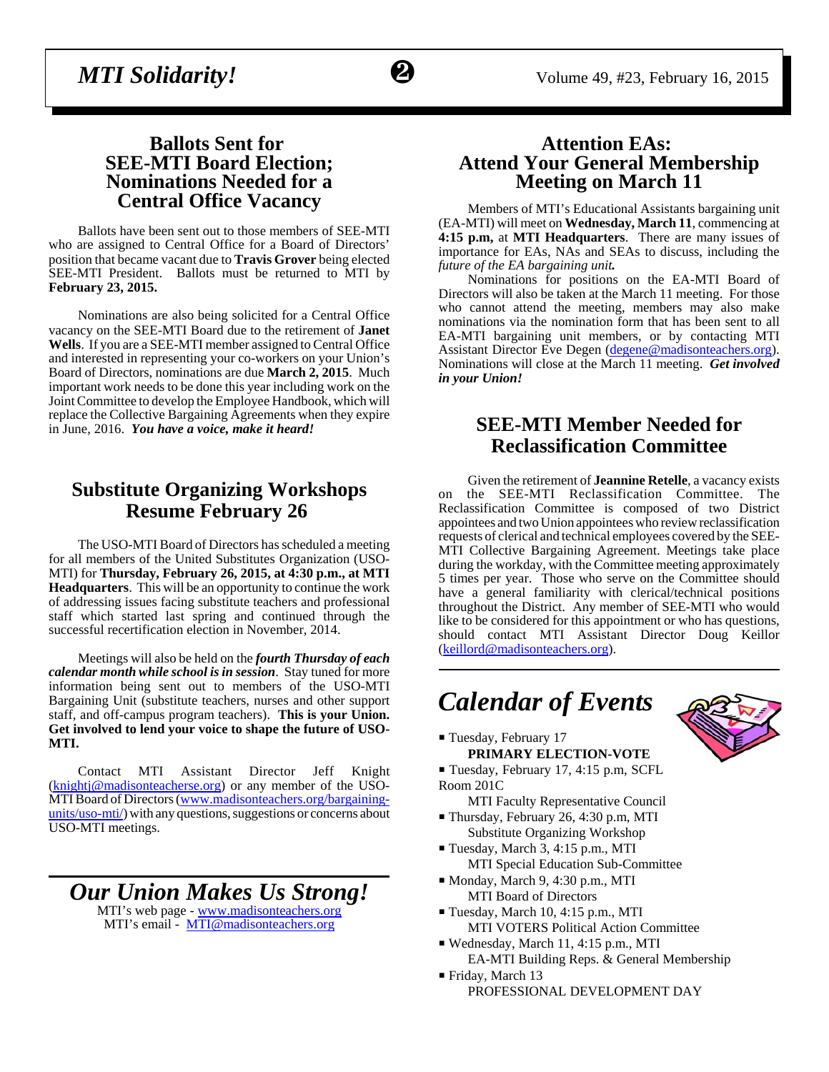## Ballots Sent for SEE-MTI Board Election; Nominations Needed for a Central Office Vacancy

Ballots have been sent out to those members of SEE-MTI who are assigned to Central Office for a Board of Directors' position that became vacant due to **Travis Grover** being elected SEE-MTI President. Ballots must be returned to MTI by **February 23, 2015.**

Nominations are also being solicited for a Central Office vacancy on the SEE-MTI Board due to the retirement of **Janet Wells**. If you are a SEE-MTI member assigned to Central Office and interested in representing your co-workers on your Union's Board of Directors, nominations are due **March 2, 2015**. Much important work needs to be done this year including work on the Joint Committee to develop the Employee Handbook, which will replace the Collective Bargaining Agreements when they expire in June, 2016. ***You have a voice, make it heard!***

## Substitute Organizing Workshops Resume February 26

The USO-MTI Board of Directors has scheduled a meeting for all members of the United Substitutes Organization (USO-MTI) for **Thursday, February 26, 2015, at 4:30 p.m., at MTI Headquarters**. This will be an opportunity to continue the work of addressing issues facing substitute teachers and professional staff which started last spring and continued through the successful recertification election in November, 2014.

Meetings will also be held on the ***fourth Thursday of each calendar month while school is in session***. Stay tuned for more information being sent out to members of the USO-MTI Bargaining Unit (substitute teachers, nurses and other support staff, and off-campus program teachers). **This is your Union. Get involved to lend your voice to shape the future of USO-MTI.**

Contact MTI Assistant Director Jeff Knight (knightj@madisonteacherse.org) or any member of the USO-MTI Board of Directors (www.madisonteachers.org/bargaining-units/uso-mti/) with any questions, suggestions or concerns about USO-MTI meetings.

## *Our Union Makes Us Strong!*

MTI's web page - www.madisonteachers.org
MTI's email - MTI@madisonteachers.org

## Attention EAs: Attend Your General Membership Meeting on March 11

Members of MTI's Educational Assistants bargaining unit (EA-MTI) will meet on **Wednesday, March 11**, commencing at **4:15 p.m,** at **MTI Headquarters**. There are many issues of importance for EAs, NAs and SEAs to discuss, including the *future of the EA bargaining unit.*

Nominations for positions on the EA-MTI Board of Directors will also be taken at the March 11 meeting. For those who cannot attend the meeting, members may also make nominations via the nomination form that has been sent to all EA-MTI bargaining unit members, or by contacting MTI Assistant Director Eve Degen (degene@madisonteachers.org). Nominations will close at the March 11 meeting. ***Get involved in your Union!***

## SEE-MTI Member Needed for Reclassification Committee

Given the retirement of **Jeannine Retelle**, a vacancy exists on the SEE-MTI Reclassification Committee. The Reclassification Committee is composed of two District appointees and two Union appointees who review reclassification requests of clerical and technical employees covered by the SEE-MTI Collective Bargaining Agreement. Meetings take place during the workday, with the Committee meeting approximately 5 times per year. Those who serve on the Committee should have a general familiarity with clerical/technical positions throughout the District. Any member of SEE-MTI who would like to be considered for this appointment or who has questions, should contact MTI Assistant Director Doug Keillor (keillord@madisonteachers.org).

## *Calendar of Events*

- Tuesday, February 17
  **PRIMARY ELECTION-VOTE**
- Tuesday, February 17, 4:15 p.m, SCFL Room 201C
  MTI Faculty Representative Council
- Thursday, February 26, 4:30 p.m, MTI
  Substitute Organizing Workshop
- Tuesday, March 3, 4:15 p.m., MTI
  MTI Special Education Sub-Committee
- Monday, March 9, 4:30 p.m., MTI
  MTI Board of Directors
- Tuesday, March 10, 4:15 p.m., MTI
  MTI VOTERS Political Action Committee
- Wednesday, March 11, 4:15 p.m., MTI
  EA-MTI Building Reps. & General Membership
- Friday, March 13
  PROFESSIONAL DEVELOPMENT DAY